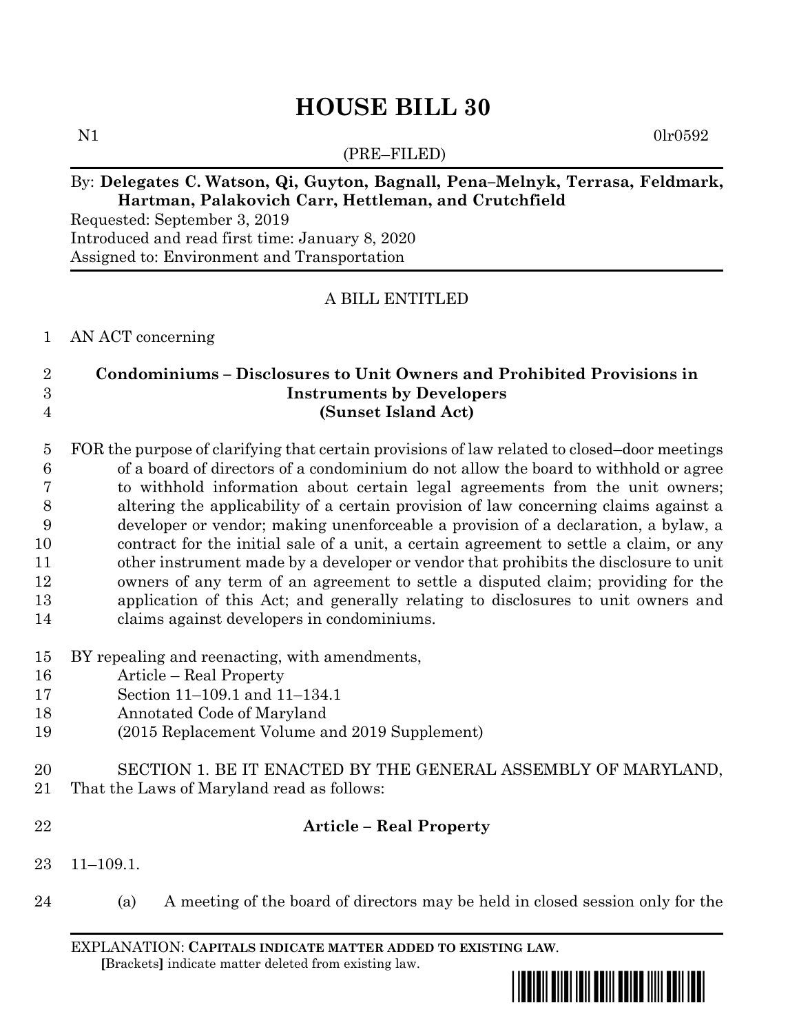# HOUSE BILL 30

N1 0lr0592

(PRE–FILED)

By: **Delegates C. Watson, Qi, Guyton, Bagnall, Pena–Melnyk, Terrasa, Feldmark, Hartman, Palakovich Carr, Hettleman, and Crutchfield**

Requested: September 3, 2019

Introduced and read first time: January 8, 2020

Assigned to: Environment and Transportation

A BILL ENTITLED

AN ACT concerning

**Condominiums – Disclosures to Unit Owners and Prohibited Provisions in Instruments by Developers (Sunset Island Act)**

FOR the purpose of clarifying that certain provisions of law related to closed–door meetings of a board of directors of a condominium do not allow the board to withhold or agree to withhold information about certain legal agreements from the unit owners; altering the applicability of a certain provision of law concerning claims against a developer or vendor; making unenforceable a provision of a declaration, a bylaw, a contract for the initial sale of a unit, a certain agreement to settle a claim, or any other instrument made by a developer or vendor that prohibits the disclosure to unit owners of any term of an agreement to settle a disputed claim; providing for the application of this Act; and generally relating to disclosures to unit owners and claims against developers in condominiums.

BY repealing and reenacting, with amendments,
Article – Real Property
Section 11–109.1 and 11–134.1
Annotated Code of Maryland
(2015 Replacement Volume and 2019 Supplement)

SECTION 1. BE IT ENACTED BY THE GENERAL ASSEMBLY OF MARYLAND, That the Laws of Maryland read as follows:

**Article – Real Property**

11–109.1.

(a) A meeting of the board of directors may be held in closed session only for the

EXPLANATION: **CAPITALS INDICATE MATTER ADDED TO EXISTING LAW**.
**[**Brackets**]** indicate matter deleted from existing law.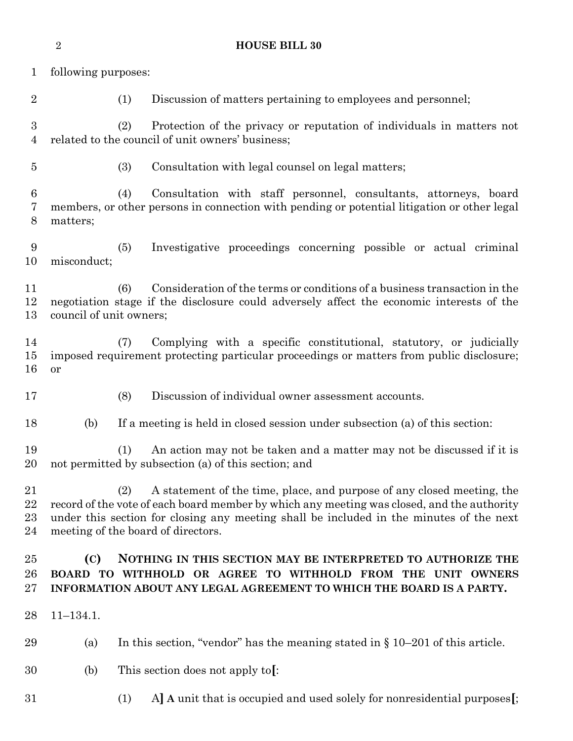following purposes:

(1) Discussion of matters pertaining to employees and personnel;

(2) Protection of the privacy or reputation of individuals in matters not related to the council of unit owners' business;

(3) Consultation with legal counsel on legal matters;

(4) Consultation with staff personnel, consultants, attorneys, board members, or other persons in connection with pending or potential litigation or other legal matters;

(5) Investigative proceedings concerning possible or actual criminal misconduct;

(6) Consideration of the terms or conditions of a business transaction in the negotiation stage if the disclosure could adversely affect the economic interests of the council of unit owners;

(7) Complying with a specific constitutional, statutory, or judicially imposed requirement protecting particular proceedings or matters from public disclosure; or

(8) Discussion of individual owner assessment accounts.

(b) If a meeting is held in closed session under subsection (a) of this section:

(1) An action may not be taken and a matter may not be discussed if it is not permitted by subsection (a) of this section; and

(2) A statement of the time, place, and purpose of any closed meeting, the record of the vote of each board member by which any meeting was closed, and the authority under this section for closing any meeting shall be included in the minutes of the next meeting of the board of directors.

**(C) NOTHING IN THIS SECTION MAY BE INTERPRETED TO AUTHORIZE THE BOARD TO WITHHOLD OR AGREE TO WITHHOLD FROM THE UNIT OWNERS INFORMATION ABOUT ANY LEGAL AGREEMENT TO WHICH THE BOARD IS A PARTY.**

11–134.1.

(a) In this section, "vendor" has the meaning stated in § 10–201 of this article.

(b) This section does not apply to**[**:

(1) A**]** **A** unit that is occupied and used solely for nonresidential purposes**[**;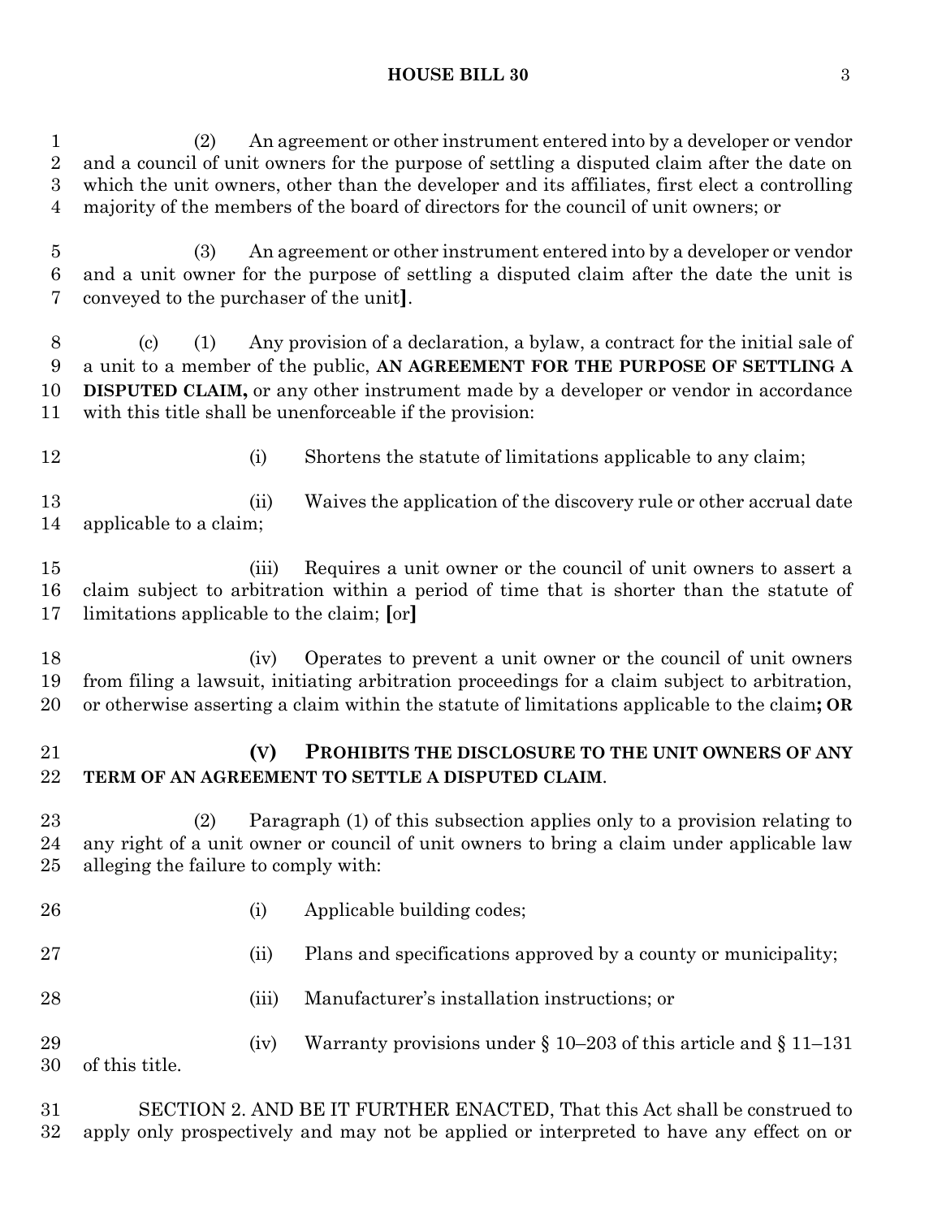(2) An agreement or other instrument entered into by a developer or vendor and a council of unit owners for the purpose of settling a disputed claim after the date on which the unit owners, other than the developer and its affiliates, first elect a controlling majority of the members of the board of directors for the council of unit owners; or

(3) An agreement or other instrument entered into by a developer or vendor and a unit owner for the purpose of settling a disputed claim after the date the unit is conveyed to the purchaser of the unit**]**.

(c) (1) Any provision of a declaration, a bylaw, a contract for the initial sale of a unit to a member of the public, **AN AGREEMENT FOR THE PURPOSE OF SETTLING A DISPUTED CLAIM,** or any other instrument made by a developer or vendor in accordance with this title shall be unenforceable if the provision:

(i) Shortens the statute of limitations applicable to any claim;

(ii) Waives the application of the discovery rule or other accrual date applicable to a claim;

(iii) Requires a unit owner or the council of unit owners to assert a claim subject to arbitration within a period of time that is shorter than the statute of limitations applicable to the claim; **[**or**]**

(iv) Operates to prevent a unit owner or the council of unit owners from filing a lawsuit, initiating arbitration proceedings for a claim subject to arbitration, or otherwise asserting a claim within the statute of limitations applicable to the claim**; OR**

**(V) PROHIBITS THE DISCLOSURE TO THE UNIT OWNERS OF ANY TERM OF AN AGREEMENT TO SETTLE A DISPUTED CLAIM**.

(2) Paragraph (1) of this subsection applies only to a provision relating to any right of a unit owner or council of unit owners to bring a claim under applicable law alleging the failure to comply with:

(i) Applicable building codes;

(ii) Plans and specifications approved by a county or municipality;

(iii) Manufacturer's installation instructions; or

(iv) Warranty provisions under § 10–203 of this article and § 11–131 of this title.

SECTION 2. AND BE IT FURTHER ENACTED, That this Act shall be construed to apply only prospectively and may not be applied or interpreted to have any effect on or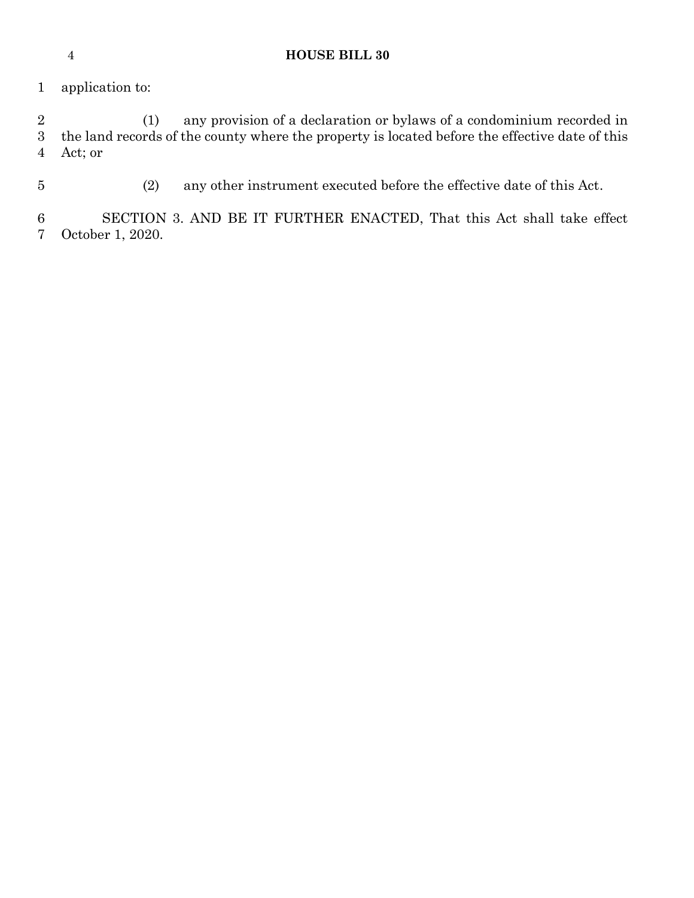application to:

(1) any provision of a declaration or bylaws of a condominium recorded in the land records of the county where the property is located before the effective date of this Act; or

(2) any other instrument executed before the effective date of this Act.

SECTION 3. AND BE IT FURTHER ENACTED, That this Act shall take effect October 1, 2020.